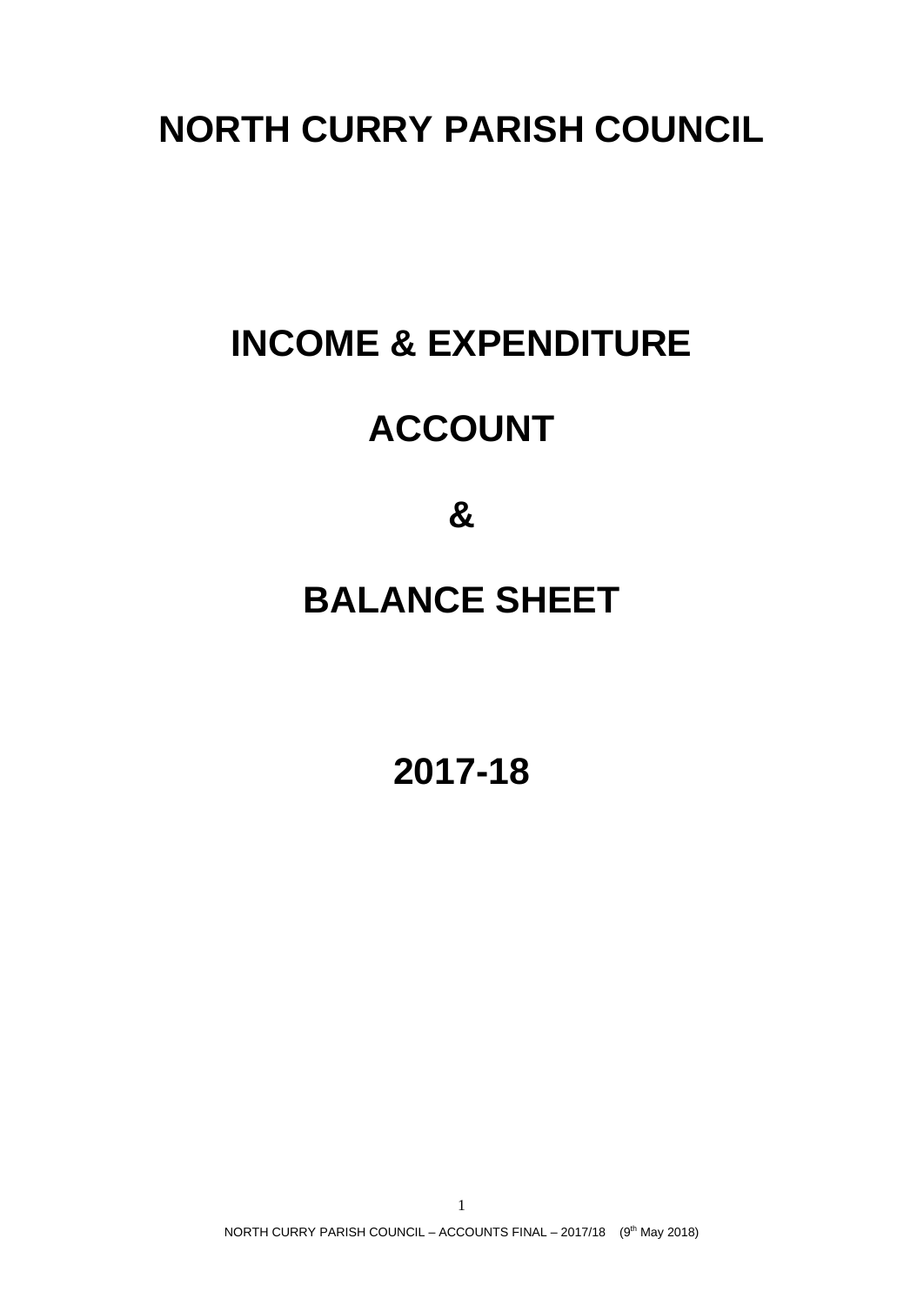# NORTH CURRY PARISH COUNCIL

# INCOME & EXPENDITURE

# ACCOUNT

# &

# BALANCE SHEET

# 2017-18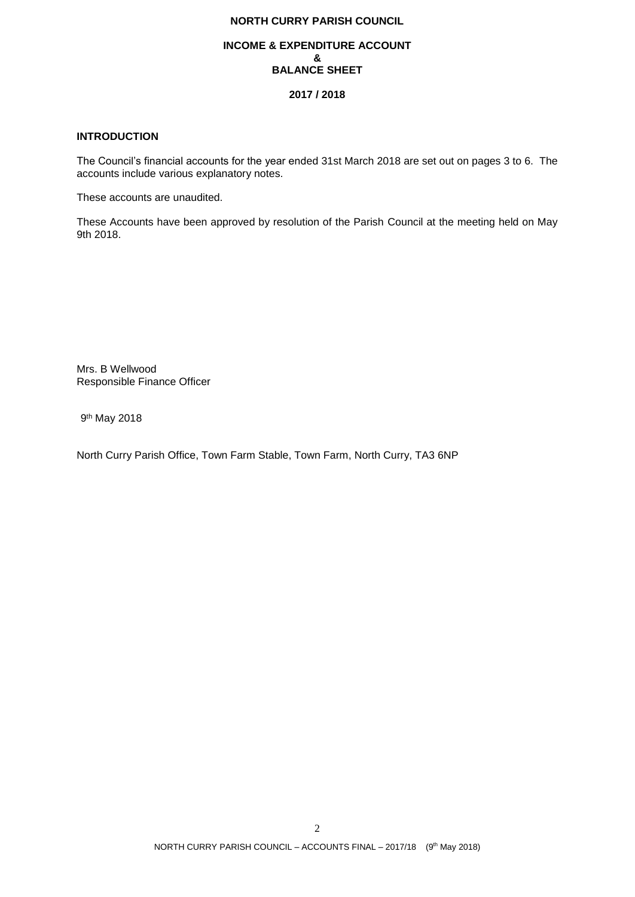**NORTH CURRY PARISH COUNCIL**

**INCOME & EXPENDITURE ACCOUNT**
**&**
**BALANCE SHEET**

**2017 / 2018**

## INTRODUCTION

The Council's financial accounts for the year ended 31st March 2018 are set out on pages 3 to 6. The accounts include various explanatory notes.

These accounts are unaudited.

These Accounts have been approved by resolution of the Parish Council at the meeting held on May 9th 2018.

Mrs. B Wellwood
Responsible Finance Officer

9th May 2018

North Curry Parish Office, Town Farm Stable, Town Farm, North Curry, TA3 6NP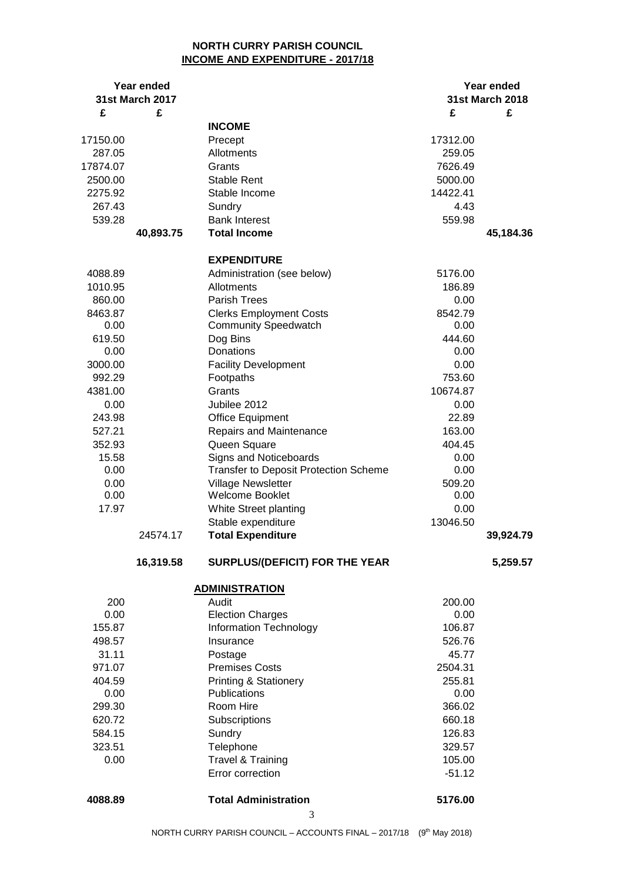**NORTH CURRY PARISH COUNCIL**
**INCOME AND EXPENDITURE - 2017/18**

| Year ended 31st March 2017 | | | Year ended 31st March 2018 | |
|---|---|---|---|---|
| £ | £ | | £ | £ |
| | | **INCOME** | | |
| 17150.00 | | Precept | 17312.00 | |
| 287.05 | | Allotments | 259.05 | |
| 17874.07 | | Grants | 7626.49 | |
| 2500.00 | | Stable Rent | 5000.00 | |
| 2275.92 | | Stable Income | 14422.41 | |
| 267.43 | | Sundry | 4.43 | |
| 539.28 | | Bank Interest | 559.98 | |
| | **40,893.75** | **Total Income** | | **45,184.36** |
| | | **EXPENDITURE** | | |
| 4088.89 | | Administration (see below) | 5176.00 | |
| 1010.95 | | Allotments | 186.89 | |
| 860.00 | | Parish Trees | 0.00 | |
| 8463.87 | | Clerks Employment Costs | 8542.79 | |
| 0.00 | | Community Speedwatch | 0.00 | |
| 619.50 | | Dog Bins | 444.60 | |
| 0.00 | | Donations | 0.00 | |
| 3000.00 | | Facility Development | 0.00 | |
| 992.29 | | Footpaths | 753.60 | |
| 4381.00 | | Grants | 10674.87 | |
| 0.00 | | Jubilee 2012 | 0.00 | |
| 243.98 | | Office Equipment | 22.89 | |
| 527.21 | | Repairs and Maintenance | 163.00 | |
| 352.93 | | Queen Square | 404.45 | |
| 15.58 | | Signs and Noticeboards | 0.00 | |
| 0.00 | | Transfer to Deposit Protection Scheme | 0.00 | |
| 0.00 | | Village Newsletter | 509.20 | |
| 0.00 | | Welcome Booklet | 0.00 | |
| 17.97 | | White Street planting | 0.00 | |
| | | Stable expenditure | 13046.50 | |
| | 24574.17 | **Total Expenditure** | | **39,924.79** |
| | **16,319.58** | **SURPLUS/(DEFICIT) FOR THE YEAR** | | **5,259.57** |
| | | **ADMINISTRATION** | | |
| 200 | | Audit | 200.00 | |
| 0.00 | | Election Charges | 0.00 | |
| 155.87 | | Information Technology | 106.87 | |
| 498.57 | | Insurance | 526.76 | |
| 31.11 | | Postage | 45.77 | |
| 971.07 | | Premises Costs | 2504.31 | |
| 404.59 | | Printing & Stationery | 255.81 | |
| 0.00 | | Publications | 0.00 | |
| 299.30 | | Room Hire | 366.02 | |
| 620.72 | | Subscriptions | 660.18 | |
| 584.15 | | Sundry | 126.83 | |
| 323.51 | | Telephone | 329.57 | |
| 0.00 | | Travel & Training | 105.00 | |
| | | Error correction | -51.12 | |
| **4088.89** | | **Total Administration** | **5176.00** | |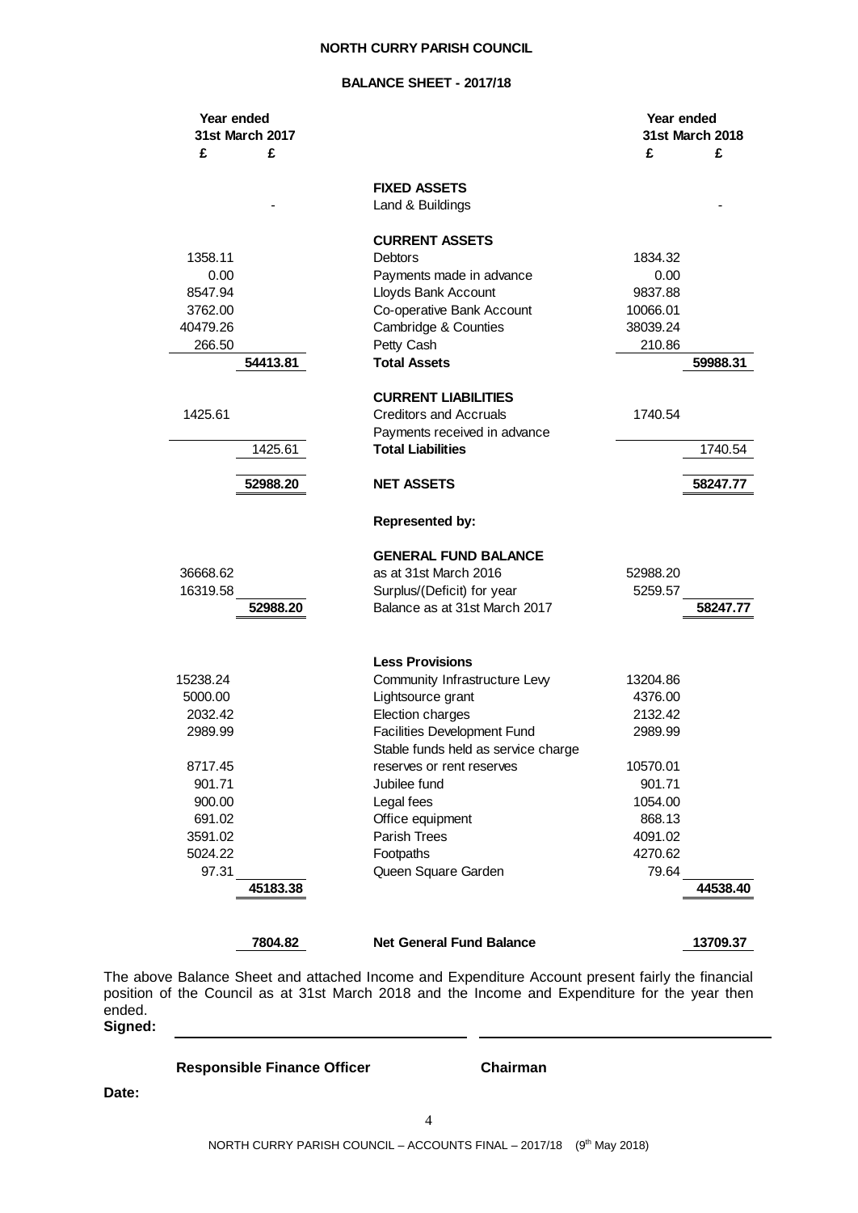**NORTH CURRY PARISH COUNCIL**

**BALANCE SHEET - 2017/18**

| Year ended 31st March 2017 | | | Year ended 31st March 2018 | |
|---|---|---|---|---|
| £ | £ | | £ | £ |
| | | **FIXED ASSETS** | | |
| | - | Land & Buildings | | - |
| | | **CURRENT ASSETS** | | |
| 1358.11 | | Debtors | 1834.32 | |
| 0.00 | | Payments made in advance | 0.00 | |
| 8547.94 | | Lloyds Bank Account | 9837.88 | |
| 3762.00 | | Co-operative Bank Account | 10066.01 | |
| 40479.26 | | Cambridge & Counties | 38039.24 | |
| 266.50 | | Petty Cash | 210.86 | |
| | **54413.81** | **Total Assets** | | **59988.31** |
| | | **CURRENT LIABILITIES** | | |
| 1425.61 | | Creditors and Accruals | 1740.54 | |
| | | Payments received in advance | | |
| | 1425.61 | **Total Liabilities** | | 1740.54 |
| | **52988.20** | **NET ASSETS** | | **58247.77** |
| | | **Represented by:** | | |
| | | **GENERAL FUND BALANCE** | | |
| 36668.62 | | as at 31st March 2016 | 52988.20 | |
| 16319.58 | | Surplus/(Deficit) for year | 5259.57 | |
| | **52988.20** | Balance as at 31st March 2017 | | **58247.77** |
| | | **Less Provisions** | | |
| 15238.24 | | Community Infrastructure Levy | 13204.86 | |
| 5000.00 | | Lightsource grant | 4376.00 | |
| 2032.42 | | Election charges | 2132.42 | |
| 2989.99 | | Facilities Development Fund | 2989.99 | |
| 8717.45 | | Stable funds held as service charge reserves or rent reserves | 10570.01 | |
| 901.71 | | Jubilee fund | 901.71 | |
| 900.00 | | Legal fees | 1054.00 | |
| 691.02 | | Office equipment | 868.13 | |
| 3591.02 | | Parish Trees | 4091.02 | |
| 5024.22 | | Footpaths | 4270.62 | |
| 97.31 | | Queen Square Garden | 79.64 | |
| | **45183.38** | | | **44538.40** |
| | **7804.82** | **Net General Fund Balance** | | **13709.37** |

The above Balance Sheet and attached Income and Expenditure Account present fairly the financial position of the Council as at 31st March 2018 and the Income and Expenditure for the year then ended.

**Signed:**

**Responsible Finance Officer** **Chairman**

**Date:**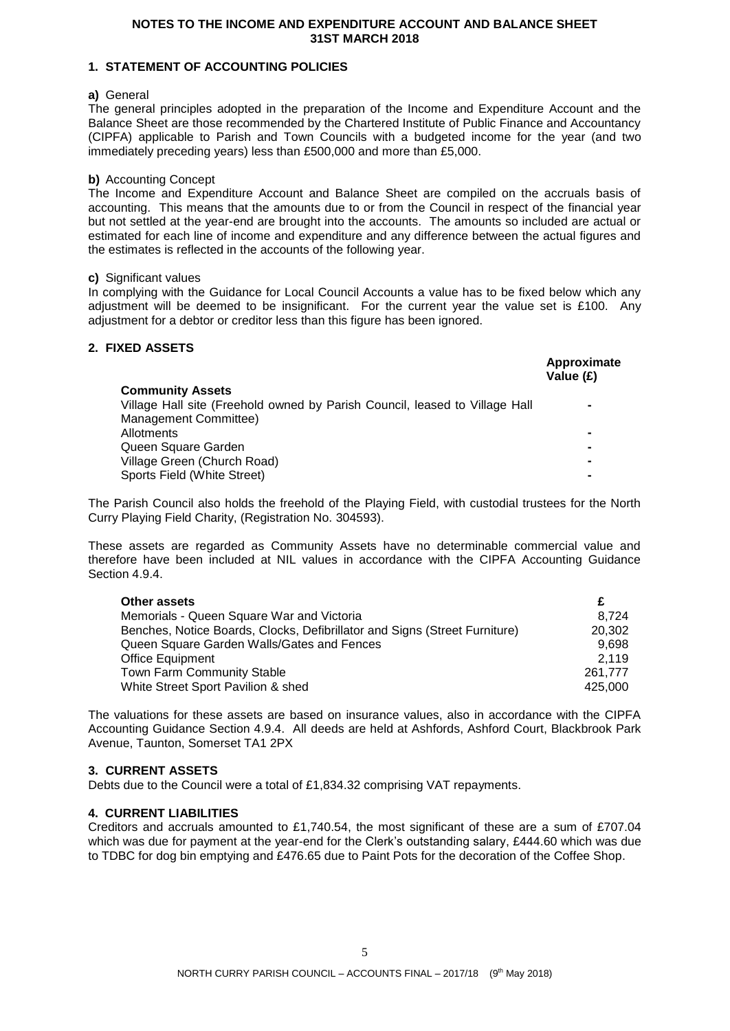# NOTES TO THE INCOME AND EXPENDITURE ACCOUNT AND BALANCE SHEET 31ST MARCH 2018

## 1. STATEMENT OF ACCOUNTING POLICIES

**a)** General

The general principles adopted in the preparation of the Income and Expenditure Account and the Balance Sheet are those recommended by the Chartered Institute of Public Finance and Accountancy (CIPFA) applicable to Parish and Town Councils with a budgeted income for the year (and two immediately preceding years) less than £500,000 and more than £5,000.

**b)** Accounting Concept

The Income and Expenditure Account and Balance Sheet are compiled on the accruals basis of accounting. This means that the amounts due to or from the Council in respect of the financial year but not settled at the year-end are brought into the accounts. The amounts so included are actual or estimated for each line of income and expenditure and any difference between the actual figures and the estimates is reflected in the accounts of the following year.

**c)** Significant values

In complying with the Guidance for Local Council Accounts a value has to be fixed below which any adjustment will be deemed to be insignificant. For the current year the value set is £100. Any adjustment for a debtor or creditor less than this figure has been ignored.

## 2. FIXED ASSETS

| **Community Assets** | **Approximate Value (£)** |
|---|---|
| Village Hall site (Freehold owned by Parish Council, leased to Village Hall Management Committee) | - |
| Allotments | - |
| Queen Square Garden | - |
| Village Green (Church Road) | - |
| Sports Field (White Street) | - |

The Parish Council also holds the freehold of the Playing Field, with custodial trustees for the North Curry Playing Field Charity, (Registration No. 304593).

These assets are regarded as Community Assets have no determinable commercial value and therefore have been included at NIL values in accordance with the CIPFA Accounting Guidance Section 4.9.4.

| **Other assets** | **£** |
|---|---|
| Memorials - Queen Square War and Victoria | 8,724 |
| Benches, Notice Boards, Clocks, Defibrillator and Signs (Street Furniture) | 20,302 |
| Queen Square Garden Walls/Gates and Fences | 9,698 |
| Office Equipment | 2,119 |
| Town Farm Community Stable | 261,777 |
| White Street Sport Pavilion & shed | 425,000 |

The valuations for these assets are based on insurance values, also in accordance with the CIPFA Accounting Guidance Section 4.9.4. All deeds are held at Ashfords, Ashford Court, Blackbrook Park Avenue, Taunton, Somerset TA1 2PX

## 3. CURRENT ASSETS

Debts due to the Council were a total of £1,834.32 comprising VAT repayments.

## 4. CURRENT LIABILITIES

Creditors and accruals amounted to £1,740.54, the most significant of these are a sum of £707.04 which was due for payment at the year-end for the Clerk's outstanding salary, £444.60 which was due to TDBC for dog bin emptying and £476.65 due to Paint Pots for the decoration of the Coffee Shop.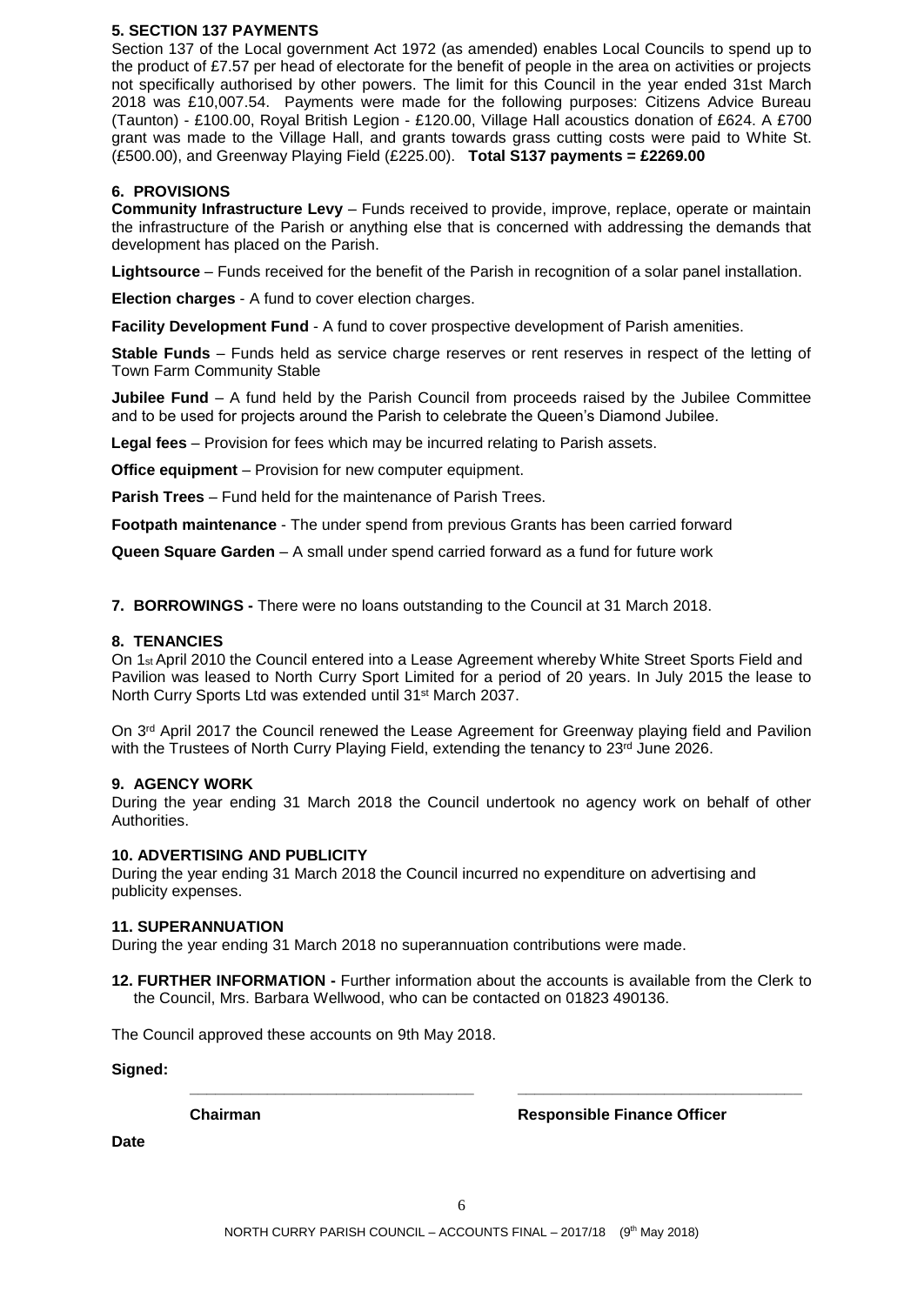**5. SECTION 137 PAYMENTS**

Section 137 of the Local government Act 1972 (as amended) enables Local Councils to spend up to the product of £7.57 per head of electorate for the benefit of people in the area on activities or projects not specifically authorised by other powers. The limit for this Council in the year ended 31st March 2018 was £10,007.54. Payments were made for the following purposes: Citizens Advice Bureau (Taunton) - £100.00, Royal British Legion - £120.00, Village Hall acoustics donation of £624. A £700 grant was made to the Village Hall, and grants towards grass cutting costs were paid to White St. (£500.00), and Greenway Playing Field (£225.00). **Total S137 payments = £2269.00**

**6. PROVISIONS**

**Community Infrastructure Levy** – Funds received to provide, improve, replace, operate or maintain the infrastructure of the Parish or anything else that is concerned with addressing the demands that development has placed on the Parish.

**Lightsource** – Funds received for the benefit of the Parish in recognition of a solar panel installation.

**Election charges** - A fund to cover election charges.

**Facility Development Fund** - A fund to cover prospective development of Parish amenities.

**Stable Funds** – Funds held as service charge reserves or rent reserves in respect of the letting of Town Farm Community Stable

**Jubilee Fund** – A fund held by the Parish Council from proceeds raised by the Jubilee Committee and to be used for projects around the Parish to celebrate the Queen's Diamond Jubilee.

**Legal fees** – Provision for fees which may be incurred relating to Parish assets.

**Office equipment** – Provision for new computer equipment.

**Parish Trees** – Fund held for the maintenance of Parish Trees.

**Footpath maintenance** - The under spend from previous Grants has been carried forward

**Queen Square Garden** – A small under spend carried forward as a fund for future work

**7. BORROWINGS -** There were no loans outstanding to the Council at 31 March 2018.

**8. TENANCIES**

On 1st April 2010 the Council entered into a Lease Agreement whereby White Street Sports Field and Pavilion was leased to North Curry Sport Limited for a period of 20 years. In July 2015 the lease to North Curry Sports Ltd was extended until 31st March 2037.

On 3rd April 2017 the Council renewed the Lease Agreement for Greenway playing field and Pavilion with the Trustees of North Curry Playing Field, extending the tenancy to 23rd June 2026.

**9. AGENCY WORK**

During the year ending 31 March 2018 the Council undertook no agency work on behalf of other Authorities.

**10. ADVERTISING AND PUBLICITY**

During the year ending 31 March 2018 the Council incurred no expenditure on advertising and publicity expenses.

**11. SUPERANNUATION**

During the year ending 31 March 2018 no superannuation contributions were made.

**12. FURTHER INFORMATION -** Further information about the accounts is available from the Clerk to the Council, Mrs. Barbara Wellwood, who can be contacted on 01823 490136.

The Council approved these accounts on 9th May 2018.

**Signed:**

\_\_\_\_\_\_\_\_\_\_\_\_\_\_\_\_\_\_\_\_\_\_\_\_\_\_\_\_\_\_ \_\_\_\_\_\_\_\_\_\_\_\_\_\_\_\_\_\_\_\_\_\_\_\_\_\_\_\_\_\_

**Chairman** **Responsible Finance Officer**

**Date**